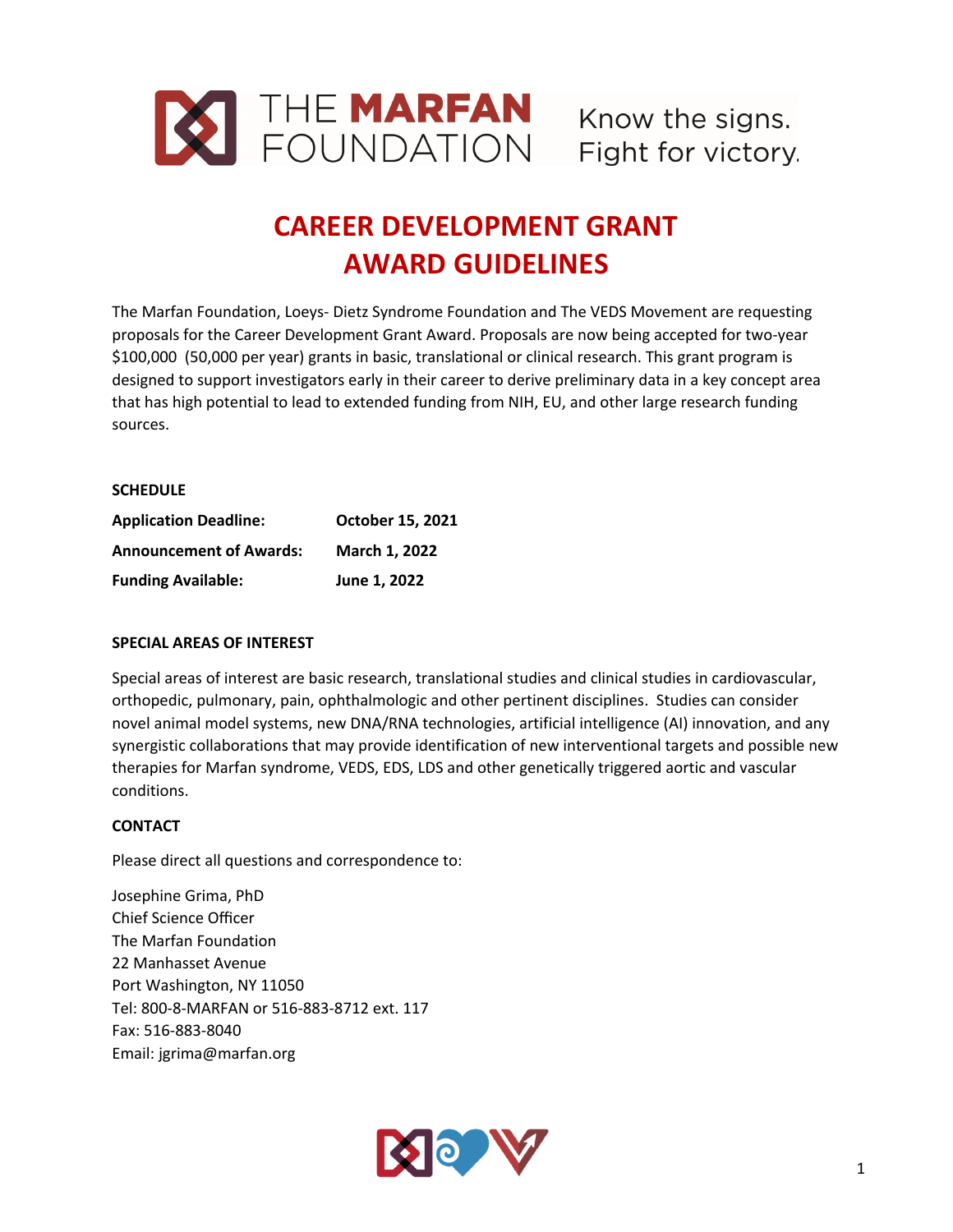THE MARFAN FOUNDATION — Know the signs. Fight for victory.

# CAREER DEVELOPMENT GRANT AWARD GUIDELINES

The Marfan Foundation, Loeys- Dietz Syndrome Foundation and The VEDS Movement are requesting proposals for the Career Development Grant Award. Proposals are now being accepted for two-year $100,000 (50,000 per year) grants in basic, translational or clinical research. This grant program is designed to support investigators early in their career to derive preliminary data in a key concept area that has high potential to lead to extended funding from NIH, EU, and other large research funding sources.

**SCHEDULE**

| | |
|---|---|
| **Application Deadline:** | **October 15, 2021** |
| **Announcement of Awards:** | **March 1, 2022** |
| **Funding Available:** | **June 1, 2022** |

**SPECIAL AREAS OF INTEREST**

Special areas of interest are basic research, translational studies and clinical studies in cardiovascular, orthopedic, pulmonary, pain, ophthalmologic and other pertinent disciplines. Studies can consider novel animal model systems, new DNA/RNA technologies, artificial intelligence (AI) innovation, and any synergistic collaborations that may provide identification of new interventional targets and possible new therapies for Marfan syndrome, VEDS, EDS, LDS and other genetically triggered aortic and vascular conditions.

**CONTACT**

Please direct all questions and correspondence to:

Josephine Grima, PhD
Chief Science Officer
The Marfan Foundation
22 Manhasset Avenue
Port Washington, NY 11050
Tel: 800-8-MARFAN or 516-883-8712 ext. 117
Fax: 516-883-8040
Email: jgrima@marfan.org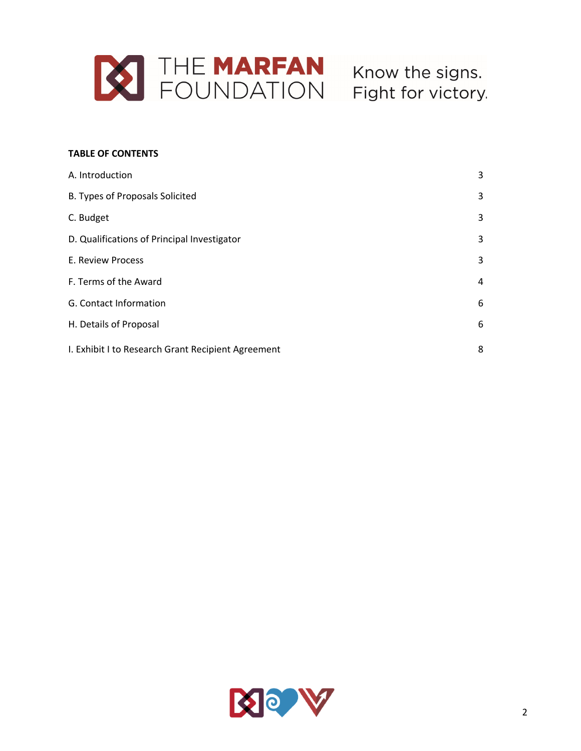**TABLE OF CONTENTS**

| | |
|---|---|
| A. Introduction | 3 |
| B. Types of Proposals Solicited | 3 |
| C. Budget | 3 |
| D. Qualifications of Principal Investigator | 3 |
| E. Review Process | 3 |
| F. Terms of the Award | 4 |
| G. Contact Information | 6 |
| H. Details of Proposal | 6 |
| I. Exhibit I to Research Grant Recipient Agreement | 8 |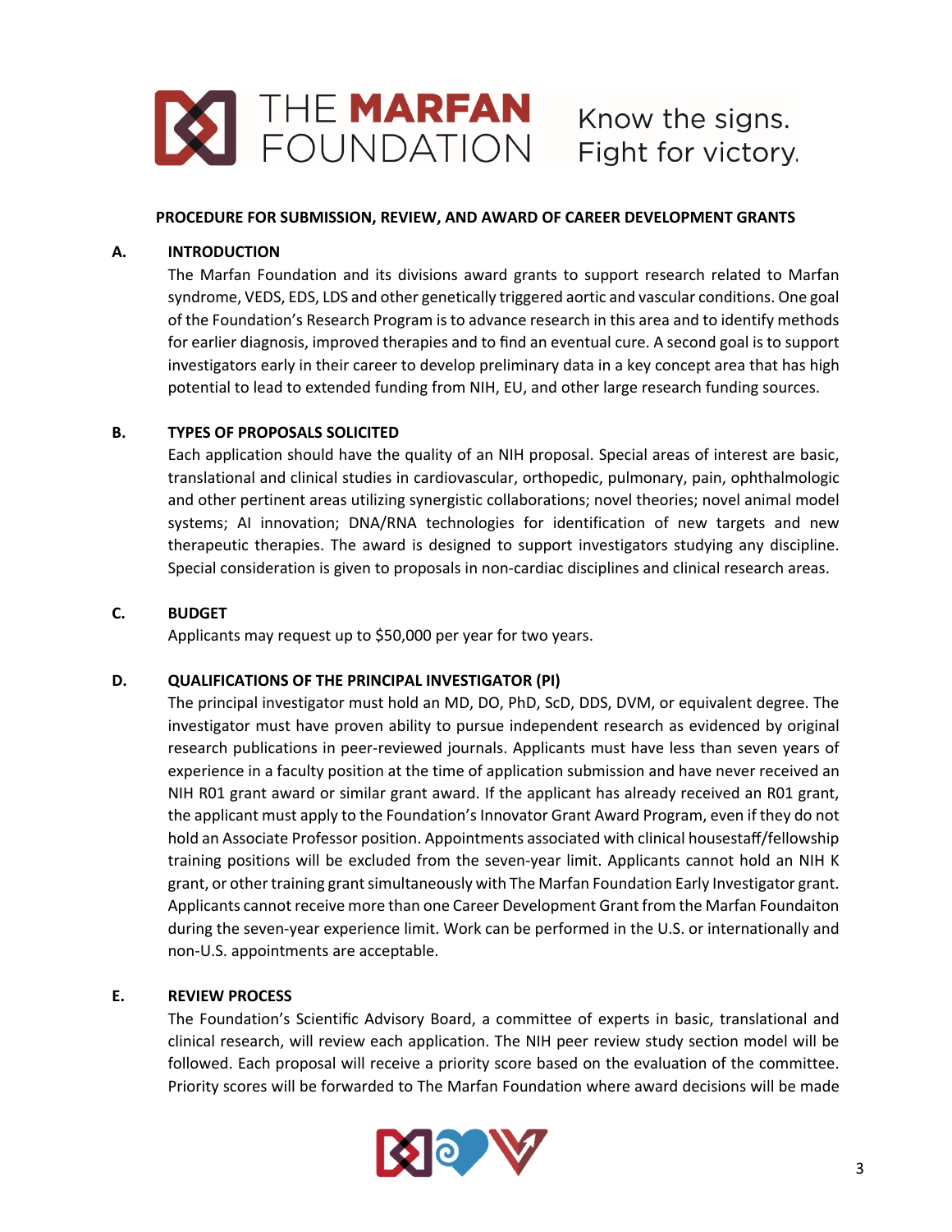**PROCEDURE FOR SUBMISSION, REVIEW, AND AWARD OF CAREER DEVELOPMENT GRANTS**

**A. INTRODUCTION**

The Marfan Foundation and its divisions award grants to support research related to Marfan syndrome, VEDS, EDS, LDS and other genetically triggered aortic and vascular conditions. One goal of the Foundation's Research Program is to advance research in this area and to identify methods for earlier diagnosis, improved therapies and to find an eventual cure. A second goal is to support investigators early in their career to develop preliminary data in a key concept area that has high potential to lead to extended funding from NIH, EU, and other large research funding sources.

**B. TYPES OF PROPOSALS SOLICITED**

Each application should have the quality of an NIH proposal. Special areas of interest are basic, translational and clinical studies in cardiovascular, orthopedic, pulmonary, pain, ophthalmologic and other pertinent areas utilizing synergistic collaborations; novel theories; novel animal model systems; AI innovation; DNA/RNA technologies for identification of new targets and new therapeutic therapies. The award is designed to support investigators studying any discipline. Special consideration is given to proposals in non-cardiac disciplines and clinical research areas.

**C. BUDGET**

Applicants may request up to $50,000 per year for two years.

**D. QUALIFICATIONS OF THE PRINCIPAL INVESTIGATOR (PI)**

The principal investigator must hold an MD, DO, PhD, ScD, DDS, DVM, or equivalent degree. The investigator must have proven ability to pursue independent research as evidenced by original research publications in peer-reviewed journals. Applicants must have less than seven years of experience in a faculty position at the time of application submission and have never received an NIH R01 grant award or similar grant award. If the applicant has already received an R01 grant, the applicant must apply to the Foundation's Innovator Grant Award Program, even if they do not hold an Associate Professor position. Appointments associated with clinical housestaff/fellowship training positions will be excluded from the seven-year limit. Applicants cannot hold an NIH K grant, or other training grant simultaneously with The Marfan Foundation Early Investigator grant. Applicants cannot receive more than one Career Development Grant from the Marfan Foundaiton during the seven-year experience limit. Work can be performed in the U.S. or internationally and non-U.S. appointments are acceptable.

**E. REVIEW PROCESS**

The Foundation's Scientific Advisory Board, a committee of experts in basic, translational and clinical research, will review each application. The NIH peer review study section model will be followed. Each proposal will receive a priority score based on the evaluation of the committee. Priority scores will be forwarded to The Marfan Foundation where award decisions will be made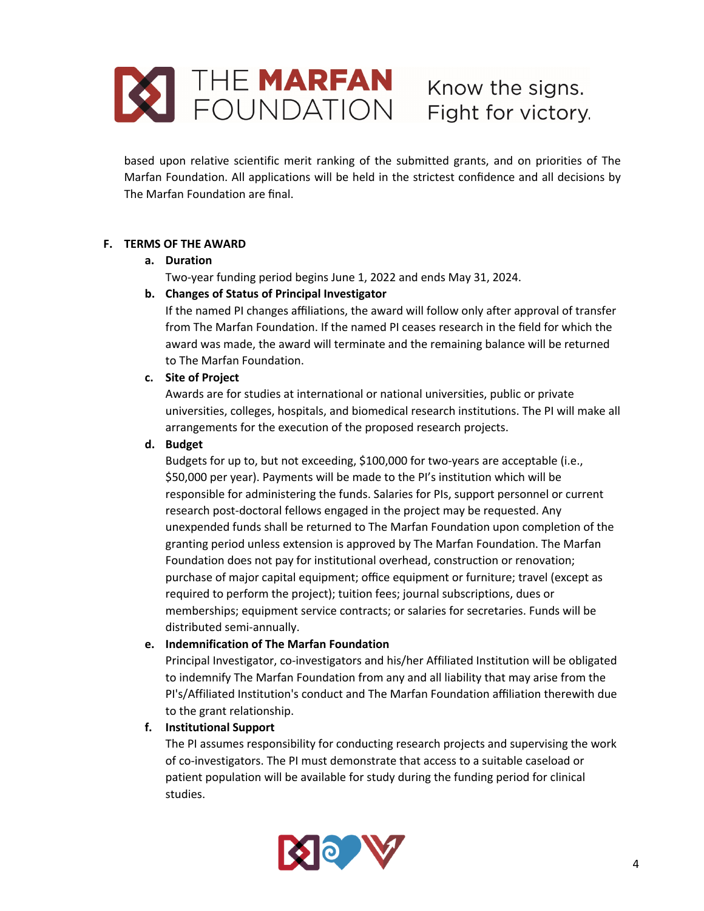based upon relative scientific merit ranking of the submitted grants, and on priorities of The Marfan Foundation. All applications will be held in the strictest confidence and all decisions by The Marfan Foundation are final.

## F. TERMS OF THE AWARD

### a. Duration

Two-year funding period begins June 1, 2022 and ends May 31, 2024.

### b. Changes of Status of Principal Investigator

If the named PI changes affiliations, the award will follow only after approval of transfer from The Marfan Foundation. If the named PI ceases research in the field for which the award was made, the award will terminate and the remaining balance will be returned to The Marfan Foundation.

### c. Site of Project

Awards are for studies at international or national universities, public or private universities, colleges, hospitals, and biomedical research institutions. The PI will make all arrangements for the execution of the proposed research projects.

### d. Budget

Budgets for up to, but not exceeding, $100,000 for two-years are acceptable (i.e., $50,000 per year). Payments will be made to the PI's institution which will be responsible for administering the funds. Salaries for PIs, support personnel or current research post-doctoral fellows engaged in the project may be requested. Any unexpended funds shall be returned to The Marfan Foundation upon completion of the granting period unless extension is approved by The Marfan Foundation. The Marfan Foundation does not pay for institutional overhead, construction or renovation; purchase of major capital equipment; office equipment or furniture; travel (except as required to perform the project); tuition fees; journal subscriptions, dues or memberships; equipment service contracts; or salaries for secretaries. Funds will be distributed semi-annually.

### e. Indemnification of The Marfan Foundation

Principal Investigator, co-investigators and his/her Affiliated Institution will be obligated to indemnify The Marfan Foundation from any and all liability that may arise from the PI's/Affiliated Institution's conduct and The Marfan Foundation affiliation therewith due to the grant relationship.

### f. Institutional Support

The PI assumes responsibility for conducting research projects and supervising the work of co-investigators. The PI must demonstrate that access to a suitable caseload or patient population will be available for study during the funding period for clinical studies.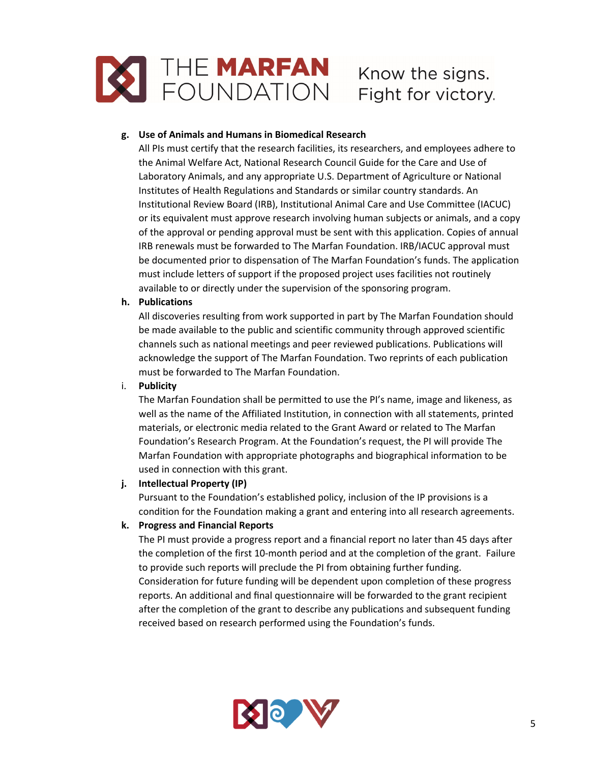**g. Use of Animals and Humans in Biomedical Research**

All PIs must certify that the research facilities, its researchers, and employees adhere to the Animal Welfare Act, National Research Council Guide for the Care and Use of Laboratory Animals, and any appropriate U.S. Department of Agriculture or National Institutes of Health Regulations and Standards or similar country standards. An Institutional Review Board (IRB), Institutional Animal Care and Use Committee (IACUC) or its equivalent must approve research involving human subjects or animals, and a copy of the approval or pending approval must be sent with this application. Copies of annual IRB renewals must be forwarded to The Marfan Foundation. IRB/IACUC approval must be documented prior to dispensation of The Marfan Foundation's funds. The application must include letters of support if the proposed project uses facilities not routinely available to or directly under the supervision of the sponsoring program.

**h. Publications**

All discoveries resulting from work supported in part by The Marfan Foundation should be made available to the public and scientific community through approved scientific channels such as national meetings and peer reviewed publications. Publications will acknowledge the support of The Marfan Foundation. Two reprints of each publication must be forwarded to The Marfan Foundation.

i. **Publicity**

The Marfan Foundation shall be permitted to use the PI's name, image and likeness, as well as the name of the Affiliated Institution, in connection with all statements, printed materials, or electronic media related to the Grant Award or related to The Marfan Foundation's Research Program. At the Foundation's request, the PI will provide The Marfan Foundation with appropriate photographs and biographical information to be used in connection with this grant.

**j. Intellectual Property (IP)**

Pursuant to the Foundation's established policy, inclusion of the IP provisions is a condition for the Foundation making a grant and entering into all research agreements.

**k. Progress and Financial Reports**

The PI must provide a progress report and a financial report no later than 45 days after the completion of the first 10-month period and at the completion of the grant. Failure to provide such reports will preclude the PI from obtaining further funding. Consideration for future funding will be dependent upon completion of these progress reports. An additional and final questionnaire will be forwarded to the grant recipient after the completion of the grant to describe any publications and subsequent funding received based on research performed using the Foundation's funds.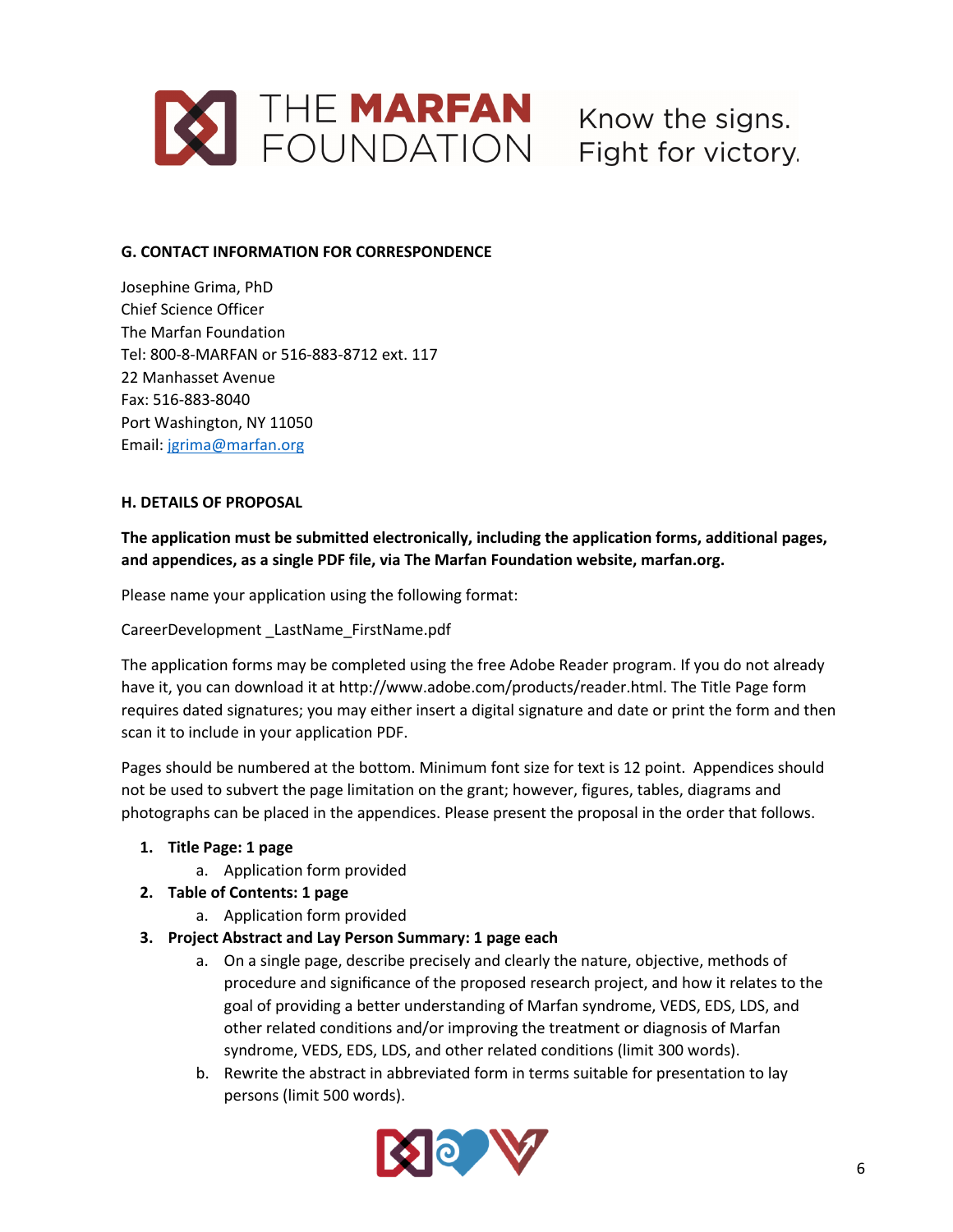**G. CONTACT INFORMATION FOR CORRESPONDENCE**

Josephine Grima, PhD
Chief Science Officer
The Marfan Foundation
Tel: 800-8-MARFAN or 516-883-8712 ext. 117
22 Manhasset Avenue
Fax: 516-883-8040
Port Washington, NY 11050
Email: jgrima@marfan.org

**H. DETAILS OF PROPOSAL**

**The application must be submitted electronically, including the application forms, additional pages, and appendices, as a single PDF file, via The Marfan Foundation website, marfan.org.**

Please name your application using the following format:

CareerDevelopment _LastName_FirstName.pdf

The application forms may be completed using the free Adobe Reader program. If you do not already have it, you can download it at http://www.adobe.com/products/reader.html. The Title Page form requires dated signatures; you may either insert a digital signature and date or print the form and then scan it to include in your application PDF.

Pages should be numbered at the bottom. Minimum font size for text is 12 point. Appendices should not be used to subvert the page limitation on the grant; however, figures, tables, diagrams and photographs can be placed in the appendices. Please present the proposal in the order that follows.

1. **Title Page: 1 page**
    a. Application form provided
2. **Table of Contents: 1 page**
    a. Application form provided
3. **Project Abstract and Lay Person Summary: 1 page each**
    a. On a single page, describe precisely and clearly the nature, objective, methods of procedure and significance of the proposed research project, and how it relates to the goal of providing a better understanding of Marfan syndrome, VEDS, EDS, LDS, and other related conditions and/or improving the treatment or diagnosis of Marfan syndrome, VEDS, EDS, LDS, and other related conditions (limit 300 words).
    b. Rewrite the abstract in abbreviated form in terms suitable for presentation to lay persons (limit 500 words).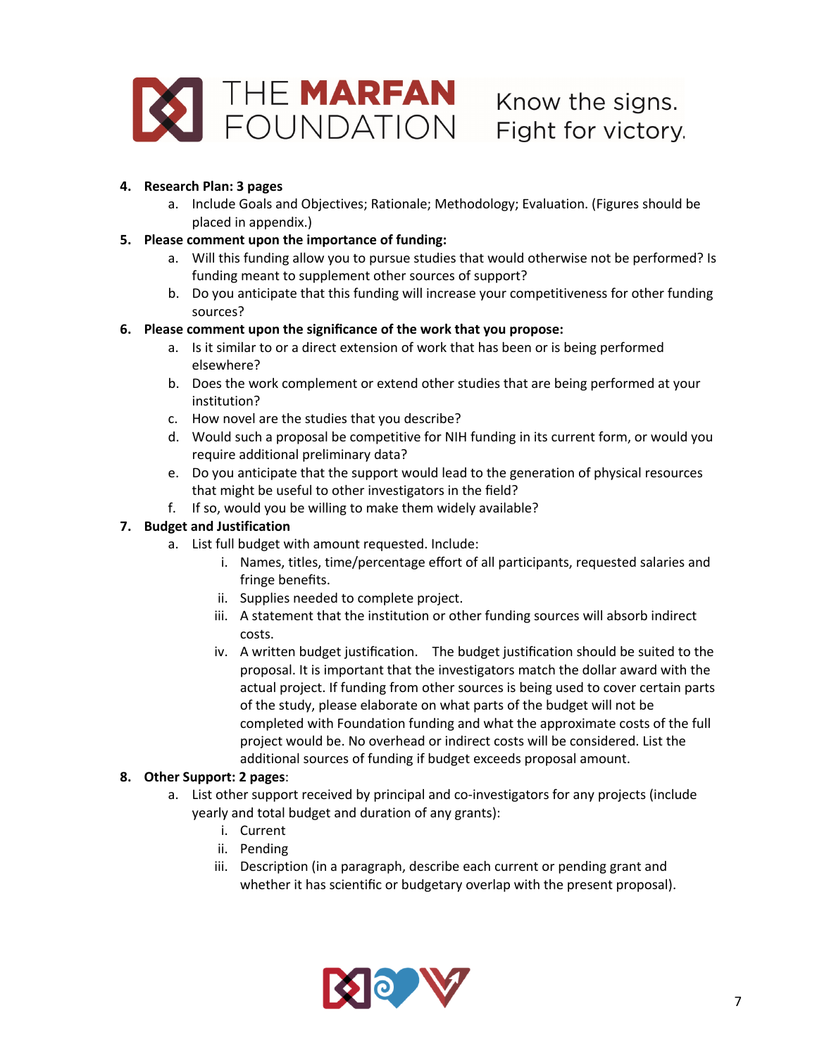4. **Research Plan: 3 pages**
    a. Include Goals and Objectives; Rationale; Methodology; Evaluation. (Figures should be placed in appendix.)
5. **Please comment upon the importance of funding:**
    a. Will this funding allow you to pursue studies that would otherwise not be performed? Is funding meant to supplement other sources of support?
    b. Do you anticipate that this funding will increase your competitiveness for other funding sources?
6. **Please comment upon the significance of the work that you propose:**
    a. Is it similar to or a direct extension of work that has been or is being performed elsewhere?
    b. Does the work complement or extend other studies that are being performed at your institution?
    c. How novel are the studies that you describe?
    d. Would such a proposal be competitive for NIH funding in its current form, or would you require additional preliminary data?
    e. Do you anticipate that the support would lead to the generation of physical resources that might be useful to other investigators in the field?
    f. If so, would you be willing to make them widely available?
7. **Budget and Justification**
    a. List full budget with amount requested. Include:
        i. Names, titles, time/percentage effort of all participants, requested salaries and fringe benefits.
        ii. Supplies needed to complete project.
        iii. A statement that the institution or other funding sources will absorb indirect costs.
        iv. A written budget justification. The budget justification should be suited to the proposal. It is important that the investigators match the dollar award with the actual project. If funding from other sources is being used to cover certain parts of the study, please elaborate on what parts of the budget will not be completed with Foundation funding and what the approximate costs of the full project would be. No overhead or indirect costs will be considered. List the additional sources of funding if budget exceeds proposal amount.
8. **Other Support: 2 pages**:
    a. List other support received by principal and co-investigators for any projects (include yearly and total budget and duration of any grants):
        i. Current
        ii. Pending
        iii. Description (in a paragraph, describe each current or pending grant and whether it has scientific or budgetary overlap with the present proposal).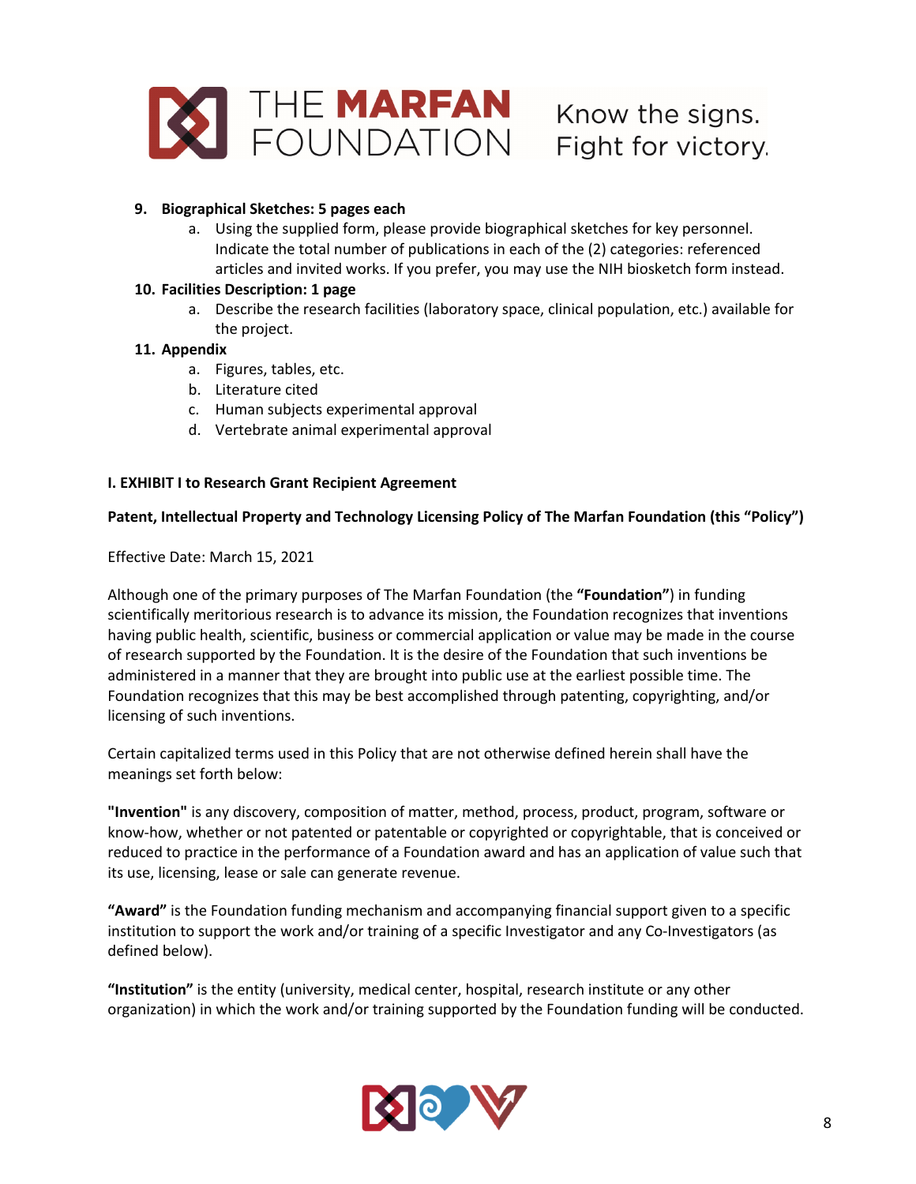9. **Biographical Sketches: 5 pages each**
    a. Using the supplied form, please provide biographical sketches for key personnel. Indicate the total number of publications in each of the (2) categories: referenced articles and invited works. If you prefer, you may use the NIH biosketch form instead.
10. **Facilities Description: 1 page**
    a. Describe the research facilities (laboratory space, clinical population, etc.) available for the project.
11. **Appendix**
    a. Figures, tables, etc.
    b. Literature cited
    c. Human subjects experimental approval
    d. Vertebrate animal experimental approval

**I. EXHIBIT I to Research Grant Recipient Agreement**

**Patent, Intellectual Property and Technology Licensing Policy of The Marfan Foundation (this "Policy")**

Effective Date: March 15, 2021

Although one of the primary purposes of The Marfan Foundation (the **"Foundation"**) in funding scientifically meritorious research is to advance its mission, the Foundation recognizes that inventions having public health, scientific, business or commercial application or value may be made in the course of research supported by the Foundation. It is the desire of the Foundation that such inventions be administered in a manner that they are brought into public use at the earliest possible time. The Foundation recognizes that this may be best accomplished through patenting, copyrighting, and/or licensing of such inventions.

Certain capitalized terms used in this Policy that are not otherwise defined herein shall have the meanings set forth below:

**"Invention"** is any discovery, composition of matter, method, process, product, program, software or know-how, whether or not patented or patentable or copyrighted or copyrightable, that is conceived or reduced to practice in the performance of a Foundation award and has an application of value such that its use, licensing, lease or sale can generate revenue.

**"Award"** is the Foundation funding mechanism and accompanying financial support given to a specific institution to support the work and/or training of a specific Investigator and any Co-Investigators (as defined below).

**"Institution"** is the entity (university, medical center, hospital, research institute or any other organization) in which the work and/or training supported by the Foundation funding will be conducted.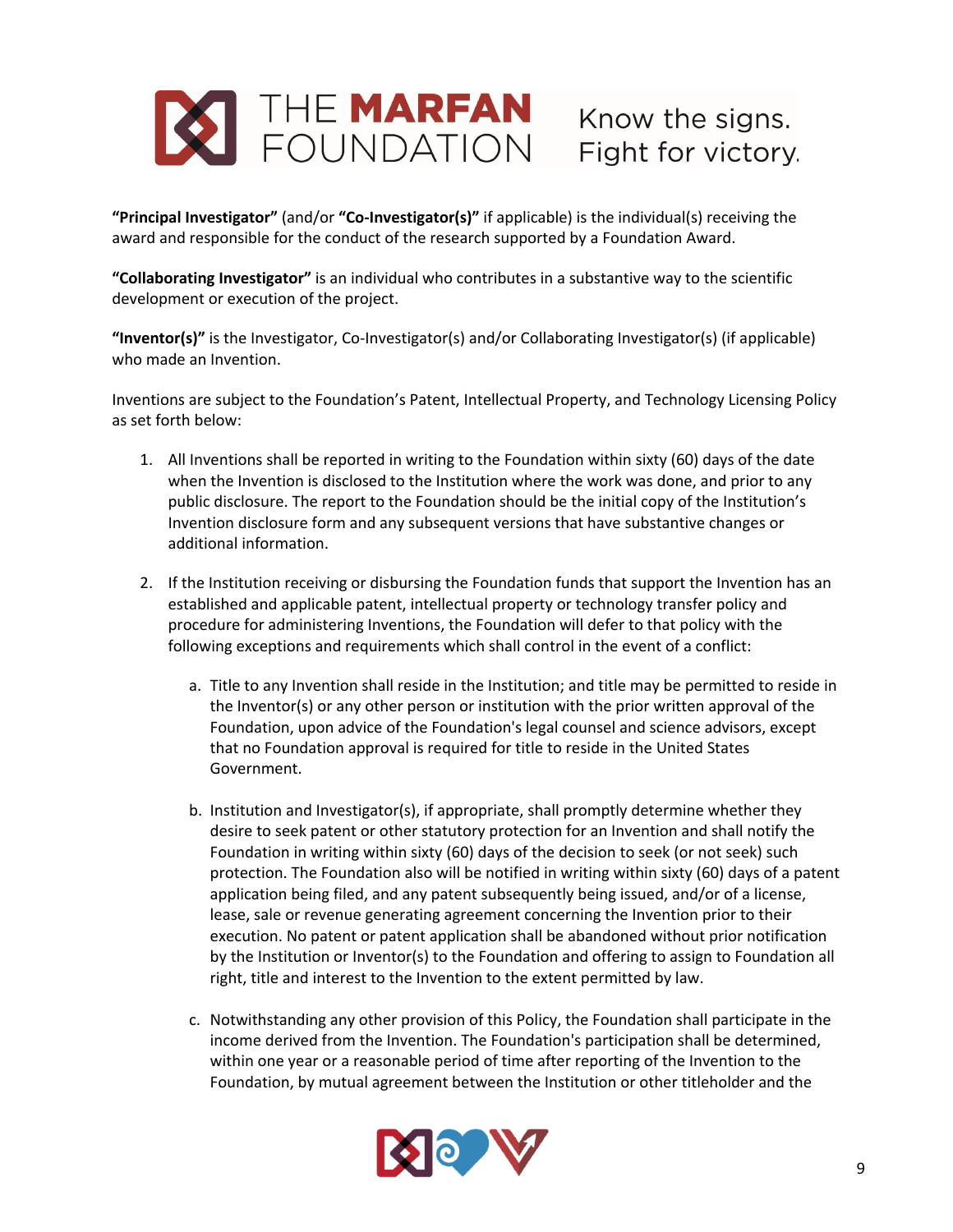**"Principal Investigator"** (and/or **"Co-Investigator(s)"** if applicable) is the individual(s) receiving the award and responsible for the conduct of the research supported by a Foundation Award.

**"Collaborating Investigator"** is an individual who contributes in a substantive way to the scientific development or execution of the project.

**"Inventor(s)"** is the Investigator, Co-Investigator(s) and/or Collaborating Investigator(s) (if applicable) who made an Invention.

Inventions are subject to the Foundation's Patent, Intellectual Property, and Technology Licensing Policy as set forth below:

1. All Inventions shall be reported in writing to the Foundation within sixty (60) days of the date when the Invention is disclosed to the Institution where the work was done, and prior to any public disclosure. The report to the Foundation should be the initial copy of the Institution's Invention disclosure form and any subsequent versions that have substantive changes or additional information.

2. If the Institution receiving or disbursing the Foundation funds that support the Invention has an established and applicable patent, intellectual property or technology transfer policy and procedure for administering Inventions, the Foundation will defer to that policy with the following exceptions and requirements which shall control in the event of a conflict:

   a. Title to any Invention shall reside in the Institution; and title may be permitted to reside in the Inventor(s) or any other person or institution with the prior written approval of the Foundation, upon advice of the Foundation's legal counsel and science advisors, except that no Foundation approval is required for title to reside in the United States Government.

   b. Institution and Investigator(s), if appropriate, shall promptly determine whether they desire to seek patent or other statutory protection for an Invention and shall notify the Foundation in writing within sixty (60) days of the decision to seek (or not seek) such protection. The Foundation also will be notified in writing within sixty (60) days of a patent application being filed, and any patent subsequently being issued, and/or of a license, lease, sale or revenue generating agreement concerning the Invention prior to their execution. No patent or patent application shall be abandoned without prior notification by the Institution or Inventor(s) to the Foundation and offering to assign to Foundation all right, title and interest to the Invention to the extent permitted by law.

   c. Notwithstanding any other provision of this Policy, the Foundation shall participate in the income derived from the Invention. The Foundation's participation shall be determined, within one year or a reasonable period of time after reporting of the Invention to the Foundation, by mutual agreement between the Institution or other titleholder and the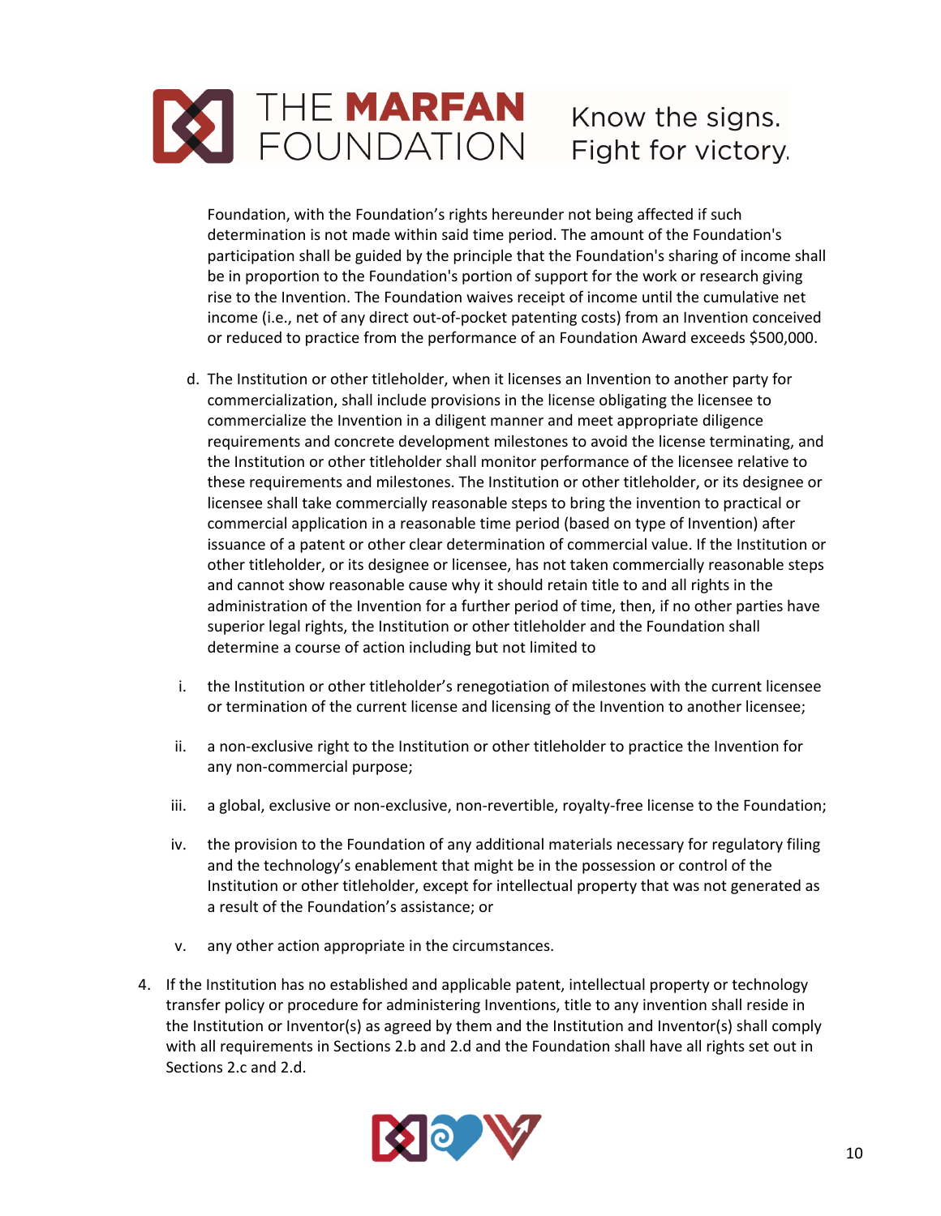Foundation, with the Foundation's rights hereunder not being affected if such determination is not made within said time period. The amount of the Foundation's participation shall be guided by the principle that the Foundation's sharing of income shall be in proportion to the Foundation's portion of support for the work or research giving rise to the Invention. The Foundation waives receipt of income until the cumulative net income (i.e., net of any direct out-of-pocket patenting costs) from an Invention conceived or reduced to practice from the performance of an Foundation Award exceeds $500,000.

d. The Institution or other titleholder, when it licenses an Invention to another party for commercialization, shall include provisions in the license obligating the licensee to commercialize the Invention in a diligent manner and meet appropriate diligence requirements and concrete development milestones to avoid the license terminating, and the Institution or other titleholder shall monitor performance of the licensee relative to these requirements and milestones. The Institution or other titleholder, or its designee or licensee shall take commercially reasonable steps to bring the invention to practical or commercial application in a reasonable time period (based on type of Invention) after issuance of a patent or other clear determination of commercial value. If the Institution or other titleholder, or its designee or licensee, has not taken commercially reasonable steps and cannot show reasonable cause why it should retain title to and all rights in the administration of the Invention for a further period of time, then, if no other parties have superior legal rights, the Institution or other titleholder and the Foundation shall determine a course of action including but not limited to

i. the Institution or other titleholder's renegotiation of milestones with the current licensee or termination of the current license and licensing of the Invention to another licensee;

ii. a non-exclusive right to the Institution or other titleholder to practice the Invention for any non-commercial purpose;

iii. a global, exclusive or non-exclusive, non-revertible, royalty-free license to the Foundation;

iv. the provision to the Foundation of any additional materials necessary for regulatory filing and the technology's enablement that might be in the possession or control of the Institution or other titleholder, except for intellectual property that was not generated as a result of the Foundation's assistance; or

v. any other action appropriate in the circumstances.

4. If the Institution has no established and applicable patent, intellectual property or technology transfer policy or procedure for administering Inventions, title to any invention shall reside in the Institution or Inventor(s) as agreed by them and the Institution and Inventor(s) shall comply with all requirements in Sections 2.b and 2.d and the Foundation shall have all rights set out in Sections 2.c and 2.d.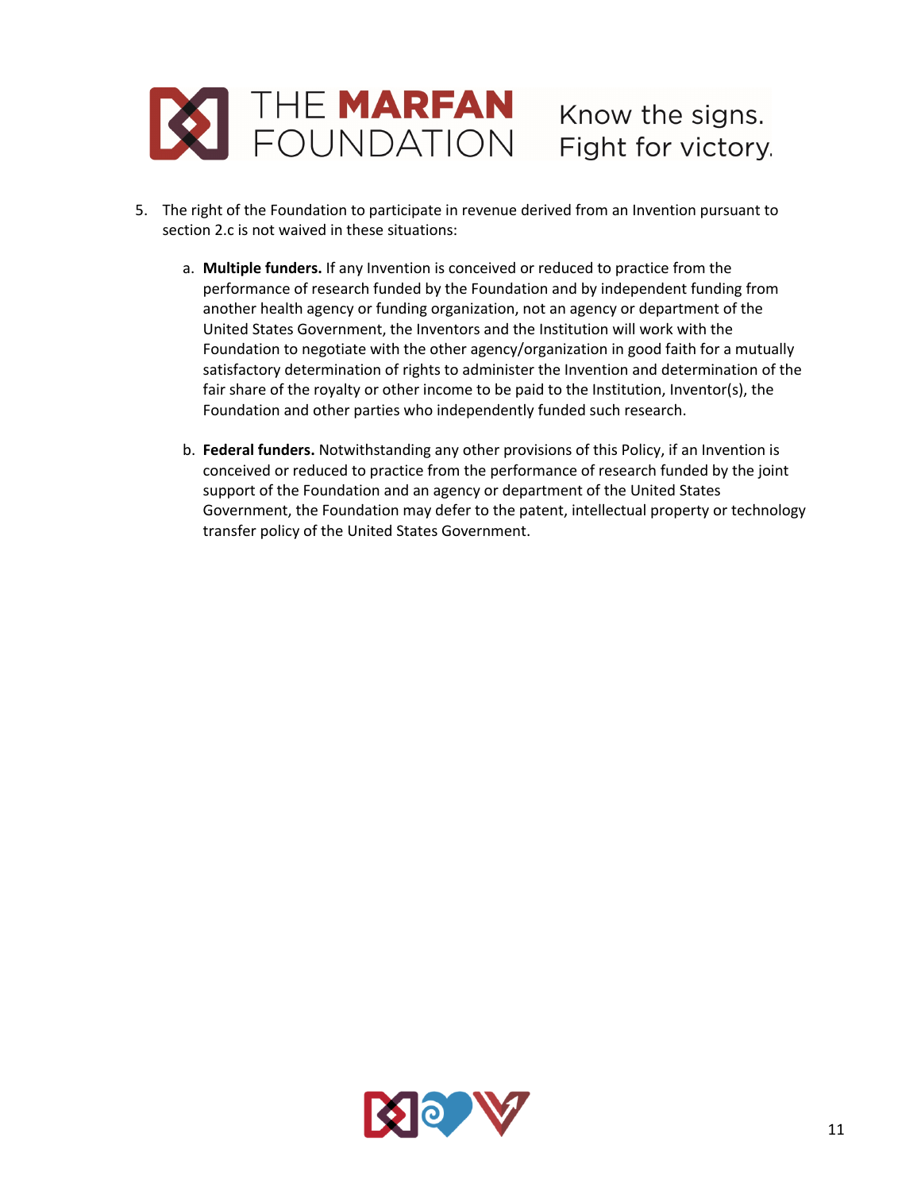5. The right of the Foundation to participate in revenue derived from an Invention pursuant to section 2.c is not waived in these situations:

    a. **Multiple funders.** If any Invention is conceived or reduced to practice from the performance of research funded by the Foundation and by independent funding from another health agency or funding organization, not an agency or department of the United States Government, the Inventors and the Institution will work with the Foundation to negotiate with the other agency/organization in good faith for a mutually satisfactory determination of rights to administer the Invention and determination of the fair share of the royalty or other income to be paid to the Institution, Inventor(s), the Foundation and other parties who independently funded such research.

    b. **Federal funders.** Notwithstanding any other provisions of this Policy, if an Invention is conceived or reduced to practice from the performance of research funded by the joint support of the Foundation and an agency or department of the United States Government, the Foundation may defer to the patent, intellectual property or technology transfer policy of the United States Government.